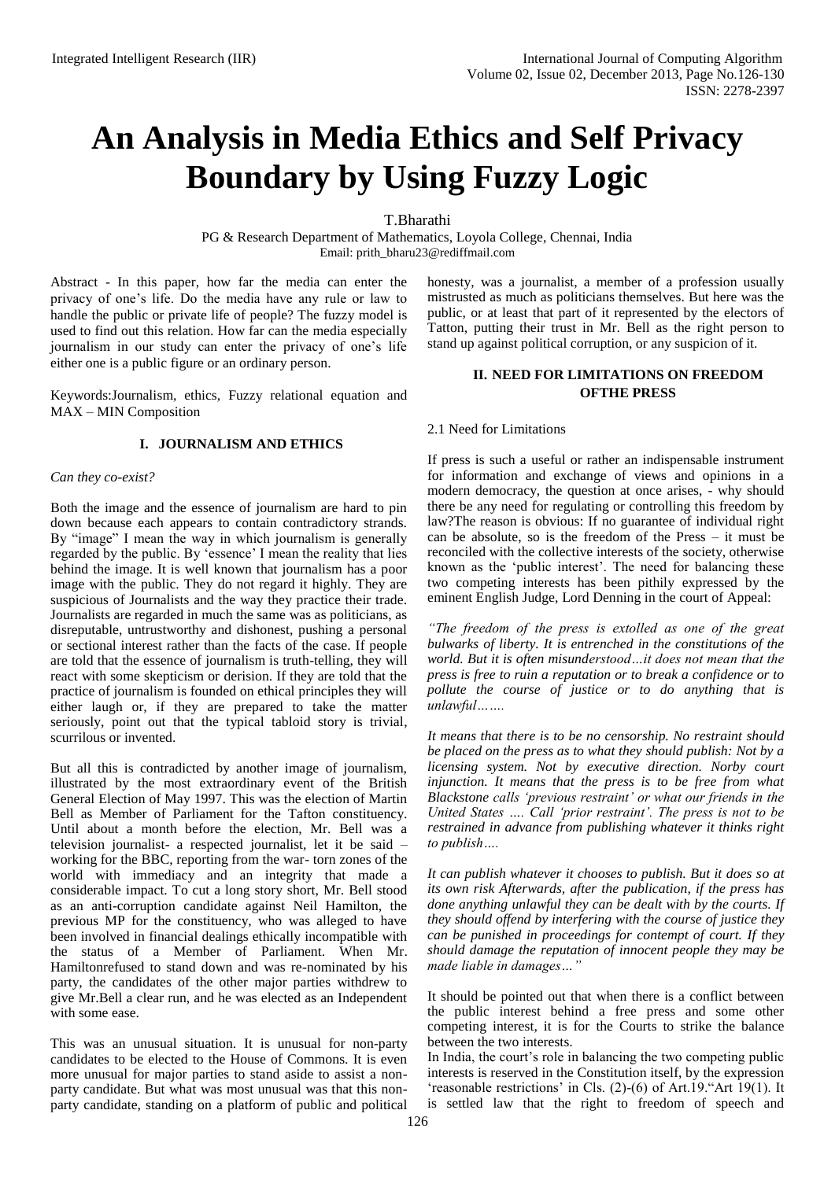# An Analysis in Media Ethics and Self Privacy Boundary by Using Fuzzy Logic

T.Bharathi

PG & Research Department of Mathematics, Loyola College, Chennai, India
Email: prith_bharu23@rediffmail.com

Abstract - In this paper, how far the media can enter the privacy of one's life. Do the media have any rule or law to handle the public or private life of people? The fuzzy model is used to find out this relation. How far can the media especially journalism in our study can enter the privacy of one's life either one is a public figure or an ordinary person.

Keywords:Journalism, ethics, Fuzzy relational equation and MAX – MIN Composition

## I. JOURNALISM AND ETHICS

*Can they co-exist?*

Both the image and the essence of journalism are hard to pin down because each appears to contain contradictory strands. By "image" I mean the way in which journalism is generally regarded by the public. By 'essence' I mean the reality that lies behind the image. It is well known that journalism has a poor image with the public. They do not regard it highly. They are suspicious of Journalists and the way they practice their trade. Journalists are regarded in much the same was as politicians, as disreputable, untrustworthy and dishonest, pushing a personal or sectional interest rather than the facts of the case. If people are told that the essence of journalism is truth-telling, they will react with some skepticism or derision. If they are told that the practice of journalism is founded on ethical principles they will either laugh or, if they are prepared to take the matter seriously, point out that the typical tabloid story is trivial, scurrilous or invented.

But all this is contradicted by another image of journalism, illustrated by the most extraordinary event of the British General Election of May 1997. This was the election of Martin Bell as Member of Parliament for the Tafton constituency. Until about a month before the election, Mr. Bell was a television journalist- a respected journalist, let it be said – working for the BBC, reporting from the war- torn zones of the world with immediacy and an integrity that made a considerable impact. To cut a long story short, Mr. Bell stood as an anti-corruption candidate against Neil Hamilton, the previous MP for the constituency, who was alleged to have been involved in financial dealings ethically incompatible with the status of a Member of Parliament. When Mr. Hamiltonrefused to stand down and was re-nominated by his party, the candidates of the other major parties withdrew to give Mr.Bell a clear run, and he was elected as an Independent with some ease.

This was an unusual situation. It is unusual for non-party candidates to be elected to the House of Commons. It is even more unusual for major parties to stand aside to assist a non-party candidate. But what was most unusual was that this non-party candidate, standing on a platform of public and political honesty, was a journalist, a member of a profession usually mistrusted as much as politicians themselves. But here was the public, or at least that part of it represented by the electors of Tatton, putting their trust in Mr. Bell as the right person to stand up against political corruption, or any suspicion of it.

## II. NEED FOR LIMITATIONS ON FREEDOM OFTHE PRESS

### 2.1 Need for Limitations

If press is such a useful or rather an indispensable instrument for information and exchange of views and opinions in a modern democracy, the question at once arises, - why should there be any need for regulating or controlling this freedom by law?The reason is obvious: If no guarantee of individual right can be absolute, so is the freedom of the Press – it must be reconciled with the collective interests of the society, otherwise known as the 'public interest'. The need for balancing these two competing interests has been pithily expressed by the eminent English Judge, Lord Denning in the court of Appeal:

*"The freedom of the press is extolled as one of the great bulwarks of liberty. It is entrenched in the constitutions of the world. But it is often misunderstood…it does not mean that the press is free to ruin a reputation or to break a confidence or to pollute the course of justice or to do anything that is unlawful…….*

*It means that there is to be no censorship. No restraint should be placed on the press as to what they should publish: Not by a licensing system. Not by executive direction. Norby court injunction. It means that the press is to be free from what Blackstone calls 'previous restraint' or what our friends in the United States …. Call 'prior restraint'. The press is not to be restrained in advance from publishing whatever it thinks right to publish….*

*It can publish whatever it chooses to publish. But it does so at its own risk Afterwards, after the publication, if the press has done anything unlawful they can be dealt with by the courts. If they should offend by interfering with the course of justice they can be punished in proceedings for contempt of court. If they should damage the reputation of innocent people they may be made liable in damages…"*

It should be pointed out that when there is a conflict between the public interest behind a free press and some other competing interest, it is for the Courts to strike the balance between the two interests.

In India, the court's role in balancing the two competing public interests is reserved in the Constitution itself, by the expression 'reasonable restrictions' in Cls. (2)-(6) of Art.19."Art 19(1). It is settled law that the right to freedom of speech and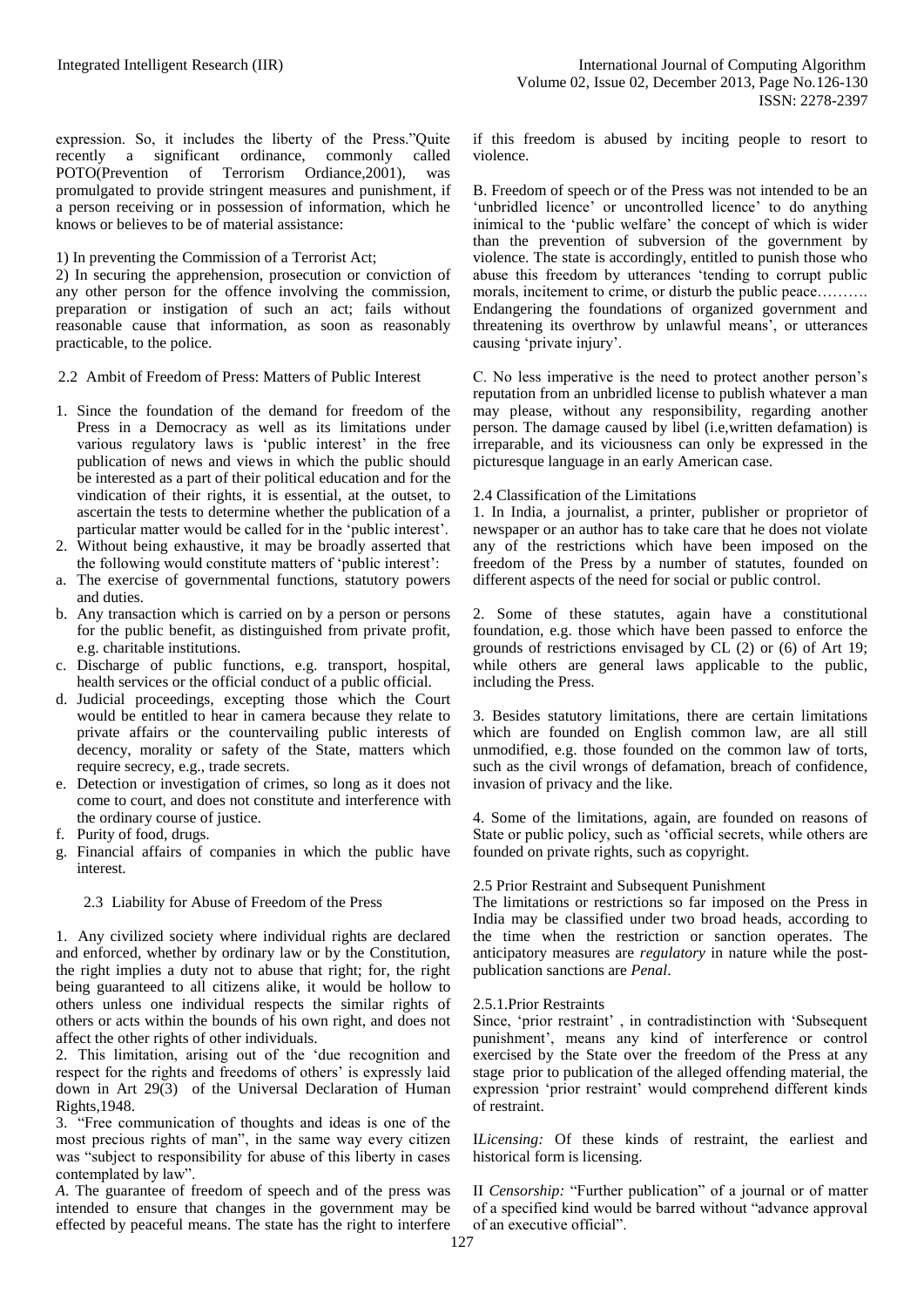expression. So, it includes the liberty of the Press."Quite recently a significant ordinance, commonly called POTO(Prevention of Terrorism Ordiance,2001), was promulgated to provide stringent measures and punishment, if a person receiving or in possession of information, which he knows or believes to be of material assistance:

1) In preventing the Commission of a Terrorist Act;

2) In securing the apprehension, prosecution or conviction of any other person for the offence involving the commission, preparation or instigation of such an act; fails without reasonable cause that information, as soon as reasonably practicable, to the police.

### 2.2 Ambit of Freedom of Press: Matters of Public Interest

1. Since the foundation of the demand for freedom of the Press in a Democracy as well as its limitations under various regulatory laws is 'public interest' in the free publication of news and views in which the public should be interested as a part of their political education and for the vindication of their rights, it is essential, at the outset, to ascertain the tests to determine whether the publication of a particular matter would be called for in the 'public interest'.
2. Without being exhaustive, it may be broadly asserted that the following would constitute matters of 'public interest':

a. The exercise of governmental functions, statutory powers and duties.
b. Any transaction which is carried on by a person or persons for the public benefit, as distinguished from private profit, e.g. charitable institutions.
c. Discharge of public functions, e.g. transport, hospital, health services or the official conduct of a public official.
d. Judicial proceedings, excepting those which the Court would be entitled to hear in camera because they relate to private affairs or the countervailing public interests of decency, morality or safety of the State, matters which require secrecy, e.g., trade secrets.
e. Detection or investigation of crimes, so long as it does not come to court, and does not constitute and interference with the ordinary course of justice.
f. Purity of food, drugs.
g. Financial affairs of companies in which the public have interest.

### 2.3 Liability for Abuse of Freedom of the Press

1. Any civilized society where individual rights are declared and enforced, whether by ordinary law or by the Constitution, the right implies a duty not to abuse that right; for, the right being guaranteed to all citizens alike, it would be hollow to others unless one individual respects the similar rights of others or acts within the bounds of his own right, and does not affect the other rights of other individuals.

2. This limitation, arising out of the 'due recognition and respect for the rights and freedoms of others' is expressly laid down in Art 29(3) of the Universal Declaration of Human Rights,1948.

3. "Free communication of thoughts and ideas is one of the most precious rights of man", in the same way every citizen was "subject to responsibility for abuse of this liberty in cases contemplated by law".

*A.* The guarantee of freedom of speech and of the press was intended to ensure that changes in the government may be effected by peaceful means. The state has the right to interfere if this freedom is abused by inciting people to resort to violence.

B. Freedom of speech or of the Press was not intended to be an 'unbridled licence' or uncontrolled licence' to do anything inimical to the 'public welfare' the concept of which is wider than the prevention of subversion of the government by violence. The state is accordingly, entitled to punish those who abuse this freedom by utterances 'tending to corrupt public morals, incitement to crime, or disturb the public peace………. Endangering the foundations of organized government and threatening its overthrow by unlawful means', or utterances causing 'private injury'.

C. No less imperative is the need to protect another person's reputation from an unbridled license to publish whatever a man may please, without any responsibility, regarding another person. The damage caused by libel (i.e,written defamation) is irreparable, and its viciousness can only be expressed in the picturesque language in an early American case.

### 2.4 Classification of the Limitations

1. In India, a journalist, a printer, publisher or proprietor of newspaper or an author has to take care that he does not violate any of the restrictions which have been imposed on the freedom of the Press by a number of statutes, founded on different aspects of the need for social or public control.

2. Some of these statutes, again have a constitutional foundation, e.g. those which have been passed to enforce the grounds of restrictions envisaged by CL (2) or (6) of Art 19; while others are general laws applicable to the public, including the Press.

3. Besides statutory limitations, there are certain limitations which are founded on English common law, are all still unmodified, e.g. those founded on the common law of torts, such as the civil wrongs of defamation, breach of confidence, invasion of privacy and the like.

4. Some of the limitations, again, are founded on reasons of State or public policy, such as 'official secrets, while others are founded on private rights, such as copyright.

### 2.5 Prior Restraint and Subsequent Punishment

The limitations or restrictions so far imposed on the Press in India may be classified under two broad heads, according to the time when the restriction or sanction operates. The anticipatory measures are *regulatory* in nature while the post-publication sanctions are *Penal*.

#### 2.5.1.Prior Restraints

Since, 'prior restraint' , in contradistinction with 'Subsequent punishment', means any kind of interference or control exercised by the State over the freedom of the Press at any stage prior to publication of the alleged offending material, the expression 'prior restraint' would comprehend different kinds of restraint.

I*Licensing:* Of these kinds of restraint, the earliest and historical form is licensing.

II *Censorship:* "Further publication" of a journal or of matter of a specified kind would be barred without "advance approval of an executive official".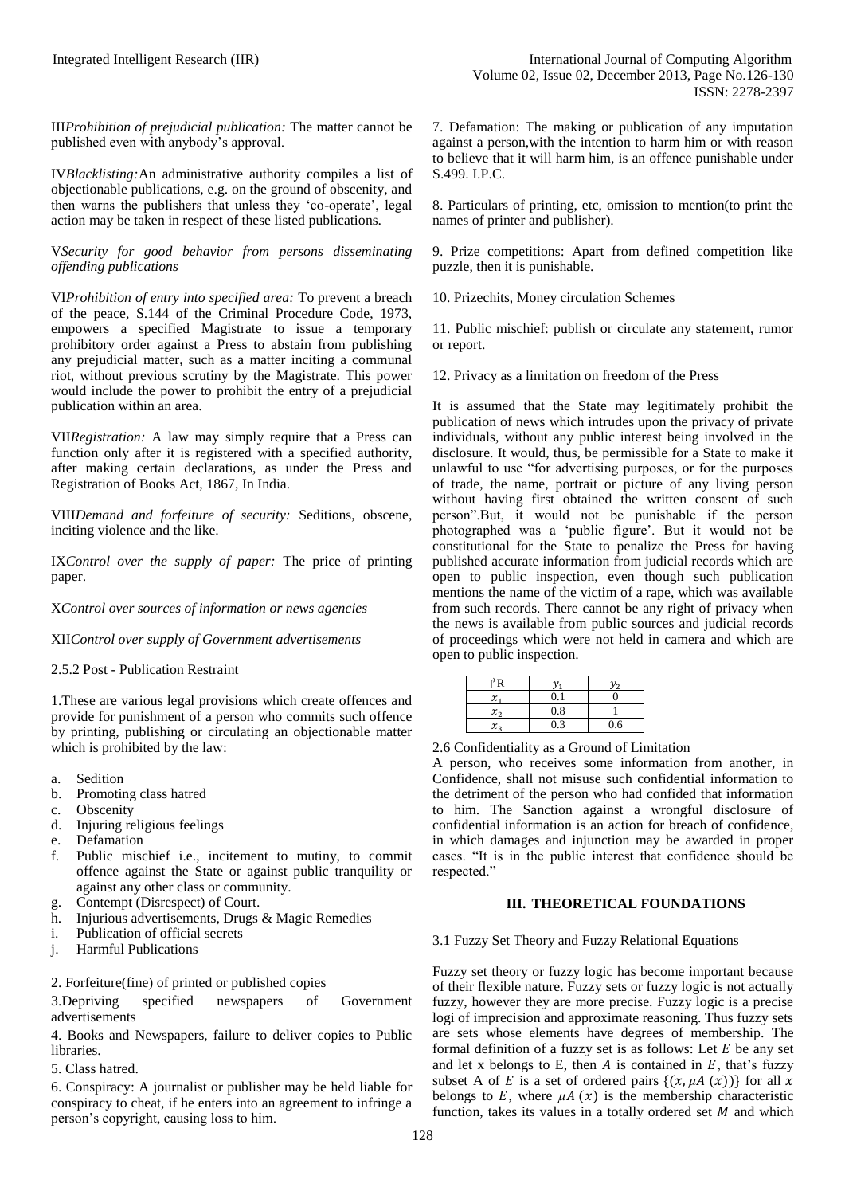III*Prohibition of prejudicial publication:* The matter cannot be published even with anybody's approval.

IV*Blacklisting:*An administrative authority compiles a list of objectionable publications, e.g. on the ground of obscenity, and then warns the publishers that unless they 'co-operate', legal action may be taken in respect of these listed publications.

V*Security for good behavior from persons disseminating offending publications*

VI*Prohibition of entry into specified area:* To prevent a breach of the peace, S.144 of the Criminal Procedure Code, 1973, empowers a specified Magistrate to issue a temporary prohibitory order against a Press to abstain from publishing any prejudicial matter, such as a matter inciting a communal riot, without previous scrutiny by the Magistrate. This power would include the power to prohibit the entry of a prejudicial publication within an area.

VII*Registration:* A law may simply require that a Press can function only after it is registered with a specified authority, after making certain declarations, as under the Press and Registration of Books Act, 1867, In India.

VIII*Demand and forfeiture of security:* Seditions, obscene, inciting violence and the like.

IX*Control over the supply of paper:* The price of printing paper.

X*Control over sources of information or news agencies*

XII*Control over supply of Government advertisements*

2.5.2 Post - Publication Restraint

1.These are various legal provisions which create offences and provide for punishment of a person who commits such offence by printing, publishing or circulating an objectionable matter which is prohibited by the law:

a. Sedition
b. Promoting class hatred
c. Obscenity
d. Injuring religious feelings
e. Defamation
f. Public mischief i.e., incitement to mutiny, to commit offence against the State or against public tranquility or against any other class or community.
g. Contempt (Disrespect) of Court.
h. Injurious advertisements, Drugs & Magic Remedies
i. Publication of official secrets
j. Harmful Publications

2. Forfeiture(fine) of printed or published copies

3.Depriving specified newspapers of Government advertisements

4. Books and Newspapers, failure to deliver copies to Public libraries.

5. Class hatred.

6. Conspiracy: A journalist or publisher may be held liable for conspiracy to cheat, if he enters into an agreement to infringe a person's copyright, causing loss to him.

7. Defamation: The making or publication of any imputation against a person,with the intention to harm him or with reason to believe that it will harm him, is an offence punishable under S.499. I.P.C.

8. Particulars of printing, etc, omission to mention(to print the names of printer and publisher).

9. Prize competitions: Apart from defined competition like puzzle, then it is punishable.

10. Prizechits, Money circulation Schemes

11. Public mischief: publish or circulate any statement, rumor or report.

12. Privacy as a limitation on freedom of the Press

It is assumed that the State may legitimately prohibit the publication of news which intrudes upon the privacy of private individuals, without any public interest being involved in the disclosure. It would, thus, be permissible for a State to make it unlawful to use "for advertising purposes, or for the purposes of trade, the name, portrait or picture of any living person without having first obtained the written consent of such person".But, it would not be punishable if the person photographed was a 'public figure'. But it would not be constitutional for the State to penalize the Press for having published accurate information from judicial records which are open to public inspection, even though such publication mentions the name of the victim of a rape, which was available from such records. There cannot be any right of privacy when the news is available from public sources and judicial records of proceedings which were not held in camera and which are open to public inspection.

| R | $y_1$ | $y_2$ |
|---|---|---|
| $x_1$ | 0.1 | 0 |
| $x_2$ | 0.8 | 1 |
| $x_3$ | 0.3 | 0.6 |

2.6 Confidentiality as a Ground of Limitation

A person, who receives some information from another, in Confidence, shall not misuse such confidential information to the detriment of the person who had confided that information to him. The Sanction against a wrongful disclosure of confidential information is an action for breach of confidence, in which damages and injunction may be awarded in proper cases. "It is in the public interest that confidence should be respected."

## III. THEORETICAL FOUNDATIONS

### 3.1 Fuzzy Set Theory and Fuzzy Relational Equations

Fuzzy set theory or fuzzy logic has become important because of their flexible nature. Fuzzy sets or fuzzy logic is not actually fuzzy, however they are more precise. Fuzzy logic is a precise logi of imprecision and approximate reasoning. Thus fuzzy sets are sets whose elements have degrees of membership. The formal definition of a fuzzy set is as follows: Let $E$ be any set and let x belongs to E, then $A$ is contained in $E$, that's fuzzy subset A of $E$ is a set of ordered pairs $\{(x, \mu A\ (x))\}$ for all $x$ belongs to $E$, where $\mu A\ (x)$ is the membership characteristic function, takes its values in a totally ordered set $M$ and which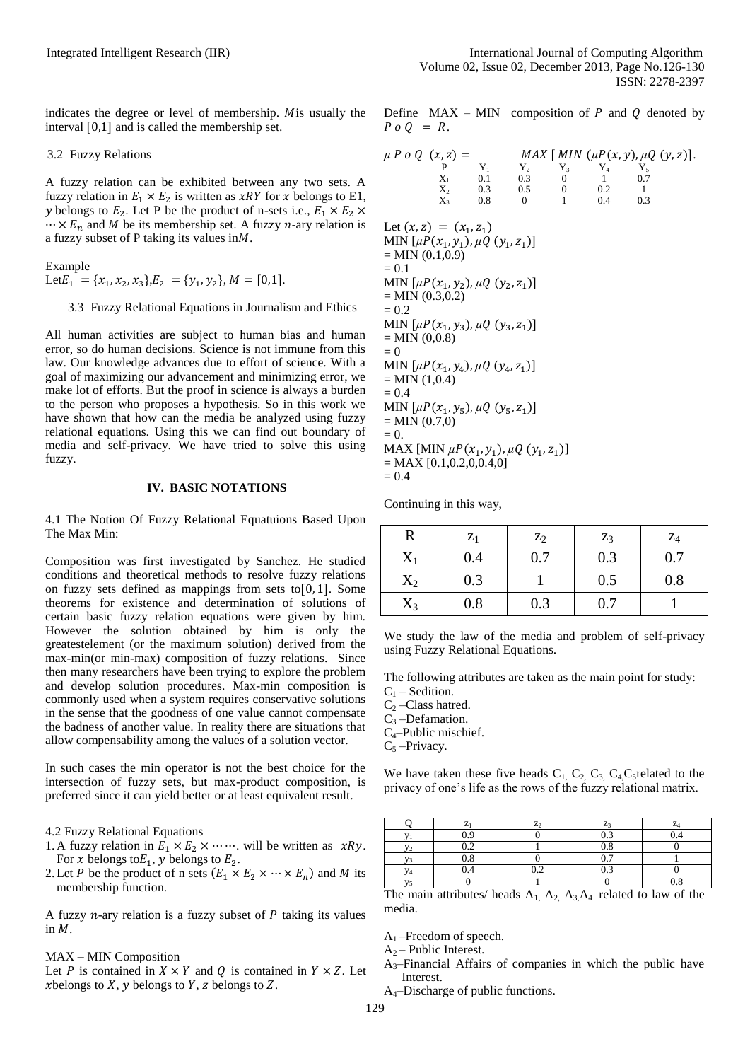indicates the degree or level of membership. $M$ is usually the interval $[0,1]$ and is called the membership set.

### 3.2 Fuzzy Relations

A fuzzy relation can be exhibited between any two sets. A fuzzy relation in $E_1 \times E_2$ is written as $xRY$ for $x$ belongs to E1, $y$ belongs to $E_2$. Let P be the product of n-sets i.e., $E_1 \times E_2 \times \cdots \times E_n$ and $M$ be its membership set. A fuzzy $n$-ary relation is a fuzzy subset of P taking its values in $M$.

Example

Let $E_1 = \{x_1, x_2, x_3\}, E_2 = \{y_1, y_2\}, M = [0,1]$.

### 3.3 Fuzzy Relational Equations in Journalism and Ethics

All human activities are subject to human bias and human error, so do human decisions. Science is not immune from this law. Our knowledge advances due to effort of science. With a goal of maximizing our advancement and minimizing error, we make lot of efforts. But the proof in science is always a burden to the person who proposes a hypothesis. So in this work we have shown that how can the media be analyzed using fuzzy relational equations. Using this we can find out boundary of media and self-privacy. We have tried to solve this using fuzzy.

## IV. BASIC NOTATIONS

4.1 The Notion Of Fuzzy Relational Equatuions Based Upon The Max Min:

Composition was first investigated by Sanchez. He studied conditions and theoretical methods to resolve fuzzy relations on fuzzy sets defined as mappings from sets to $[0,1]$. Some theorems for existence and determination of solutions of certain basic fuzzy relation equations were given by him. However the solution obtained by him is only the greatestelement (or the maximum solution) derived from the max-min(or min-max) composition of fuzzy relations. Since then many researchers have been trying to explore the problem and develop solution procedures. Max-min composition is commonly used when a system requires conservative solutions in the sense that the goodness of one value cannot compensate the badness of another value. In reality there are situations that allow compensability among the values of a solution vector.

In such cases the min operator is not the best choice for the intersection of fuzzy sets, but max-product composition, is preferred since it can yield better or at least equivalent result.

4.2 Fuzzy Relational Equations

1. A fuzzy relation in $E_1 \times E_2 \times \cdots \cdots$. will be written as $xRy$. For $x$ belongs to $E_1$, $y$ belongs to $E_2$.
2. Let $P$ be the product of n sets $(E_1 \times E_2 \times \cdots \times E_n)$ and $M$ its membership function.

A fuzzy $n$-ary relation is a fuzzy subset of $P$ taking its values in $M$.

MAX – MIN Composition

Let $P$ is contained in $X \times Y$ and $Q$ is contained in $Y \times Z$. Let $x$ belongs to $X$, $y$ belongs to $Y$, $z$ belongs to $Z$.

Define MAX – MIN composition of $P$ and $Q$ denoted by $P \, o \, Q = R$.

$$\mu \, P \, o \, Q \;(x,z) = \quad MAX\,[\,MIN\;(\mu P(x,y), \mu Q\;(y,z)].$$

| P | $Y_1$ | $Y_2$ | $Y_3$ | $Y_4$ | $Y_5$ |
|---|---|---|---|---|---|
| $X_1$ | 0.1 | 0.3 | 0 | 1 | 0.7 |
| $X_2$ | 0.3 | 0.5 | 0 | 0.2 | 1 |
| $X_3$ | 0.8 | 0 | 1 | 0.4 | 0.3 |

Let $(x,z) = (x_1, z_1)$

MIN $[\mu P(x_1, y_1), \mu Q\;(y_1, z_1)]$
= MIN (0.1,0.9)
= 0.1

MIN $[\mu P(x_1, y_2), \mu Q\;(y_2, z_1)]$
= MIN (0.3,0.2)
= 0.2

MIN $[\mu P(x_1, y_3), \mu Q\;(y_3, z_1)]$
= MIN (0,0.8)
= 0

MIN $[\mu P(x_1, y_4), \mu Q\;(y_4, z_1)]$
= MIN (1,0.4)
= 0.4

MIN $[\mu P(x_1, y_5), \mu Q\;(y_5, z_1)]$
= MIN (0.7,0)
= 0.

MAX [MIN $\mu P(x_1, y_1), \mu Q\;(y_1, z_1)$]
= MAX [0.1,0.2,0,0.4,0]
= 0.4

Continuing in this way,

| R | $z_1$ | $z_2$ | $z_3$ | $z_4$ |
|---|---|---|---|---|
| $X_1$ | 0.4 | 0.7 | 0.3 | 0.7 |
| $X_2$ | 0.3 | 1 | 0.5 | 0.8 |
| $X_3$ | 0.8 | 0.3 | 0.7 | 1 |

We study the law of the media and problem of self-privacy using Fuzzy Relational Equations.

The following attributes are taken as the main point for study:

$C_1$ – Sedition.
$C_2$ –Class hatred.
$C_3$ –Defamation.
$C_4$–Public mischief.
$C_5$ –Privacy.

We have taken these five heads $C_1$, $C_2$, $C_3$, $C_4$, $C_5$ related to the privacy of one's life as the rows of the fuzzy relational matrix.

| Q | $z_1$ | $z_2$ | $z_3$ | $z_4$ |
|---|---|---|---|---|
| $y_1$ | 0.9 | 0 | 0.3 | 0.4 |
| $y_2$ | 0.2 | 1 | 0.8 | 0 |
| $y_3$ | 0.8 | 0 | 0.7 | 1 |
| $y_4$ | 0.4 | 0.2 | 0.3 | 0 |
| $y_5$ | 0 | 1 | 0 | 0.8 |

The main attributes/ heads $A_1$, $A_2$, $A_3$, $A_4$ related to law of the media.

$A_1$ –Freedom of speech.
$A_2$ – Public Interest.
$A_3$–Financial Affairs of companies in which the public have Interest.
$A_4$–Discharge of public functions.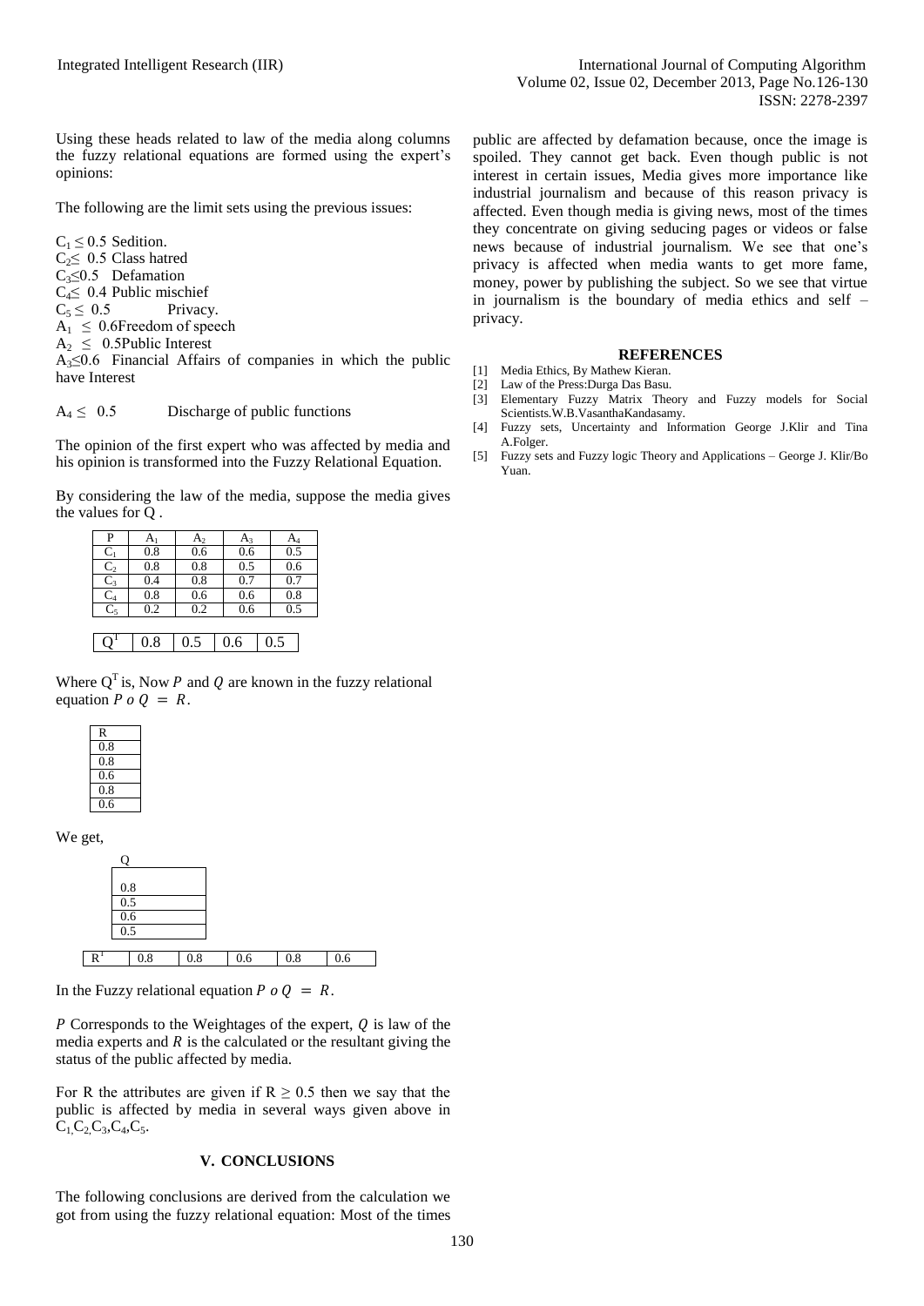Using these heads related to law of the media along columns the fuzzy relational equations are formed using the expert's opinions:

The following are the limit sets using the previous issues:

$C_1 \leq 0.5$ Sedition.
$C_2 \leq 0.5$ Class hatred
$C_3 \leq 0.5$ Defamation
$C_4 \leq 0.4$ Public mischief
$C_5 \leq 0.5$ Privacy.
$A_1 \leq 0.6$Freedom of speech
$A_2 \leq 0.5$Public Interest
$A_3 \leq 0.6$ Financial Affairs of companies in which the public have Interest

$A_4 \leq 0.5$ Discharge of public functions

The opinion of the first expert who was affected by media and his opinion is transformed into the Fuzzy Relational Equation.

By considering the law of the media, suppose the media gives the values for Q .

| P | $A_1$ | $A_2$ | $A_3$ | $A_4$ |
|---|---|---|---|---|
| $C_1$ | 0.8 | 0.6 | 0.6 | 0.5 |
| $C_2$ | 0.8 | 0.8 | 0.5 | 0.6 |
| $C_3$ | 0.4 | 0.8 | 0.7 | 0.7 |
| $C_4$ | 0.8 | 0.6 | 0.6 | 0.8 |
| $C_5$ | 0.2 | 0.2 | 0.6 | 0.5 |

| | | | | |
|---|---|---|---|---|
| $Q^T$ | 0.8 | 0.5 | 0.6 | 0.5 |

Where $Q^T$ is, Now $P$ and $Q$ are known in the fuzzy relational equation $P \ o \ Q = R$.

| R |
|---|
| 0.8 |
| 0.8 |
| 0.6 |
| 0.8 |
| 0.6 |

We get,

| Q |
|---|
| 0.8 |
| 0.5 |
| 0.6 |
| 0.5 |

| | | | | | |
|---|---|---|---|---|---|
| $R^T$ | 0.8 | 0.8 | 0.6 | 0.8 | 0.6 |

In the Fuzzy relational equation $P \ o \ Q = R$.

$P$ Corresponds to the Weightages of the expert, $Q$ is law of the media experts and $R$ is the calculated or the resultant giving the status of the public affected by media.

For R the attributes are given if $R \geq 0.5$ then we say that the public is affected by media in several ways given above in $C_1, C_2, C_3, C_4, C_5$.

## V. CONCLUSIONS

The following conclusions are derived from the calculation we got from using the fuzzy relational equation: Most of the times public are affected by defamation because, once the image is spoiled. They cannot get back. Even though public is not interest in certain issues, Media gives more importance like industrial journalism and because of this reason privacy is affected. Even though media is giving news, most of the times they concentrate on giving seducing pages or videos or false news because of industrial journalism. We see that one's privacy is affected when media wants to get more fame, money, power by publishing the subject. So we see that virtue in journalism is the boundary of media ethics and self – privacy.

## REFERENCES

[1] Media Ethics, By Mathew Kieran.
[2] Law of the Press:Durga Das Basu.
[3] Elementary Fuzzy Matrix Theory and Fuzzy models for Social Scientists.W.B.VasanthaKandasamy.
[4] Fuzzy sets, Uncertainty and Information George J.Klir and Tina A.Folger.
[5] Fuzzy sets and Fuzzy logic Theory and Applications – George J. Klir/Bo Yuan.